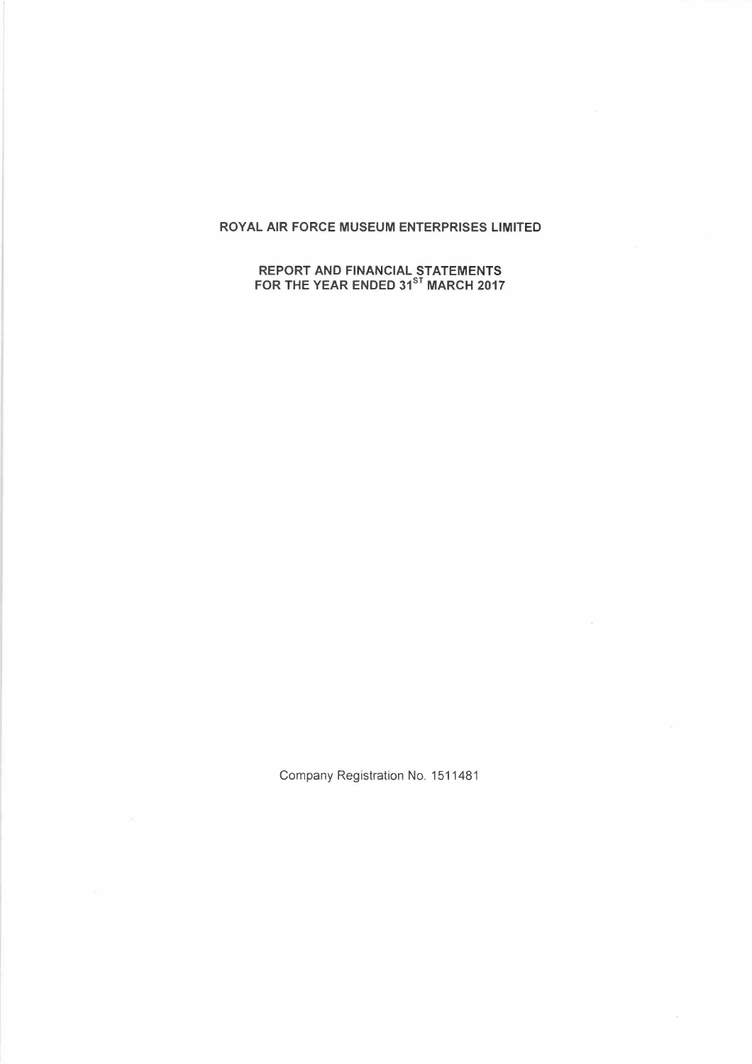# ROYAL AIR FORCE MUSEUM ENTERPRISES LIMITED

## REPORT AND FINANCIAL STATEMENTS FOR THE YEAR ENDED 31ST MARCH 2017

Company Registration No. 1511481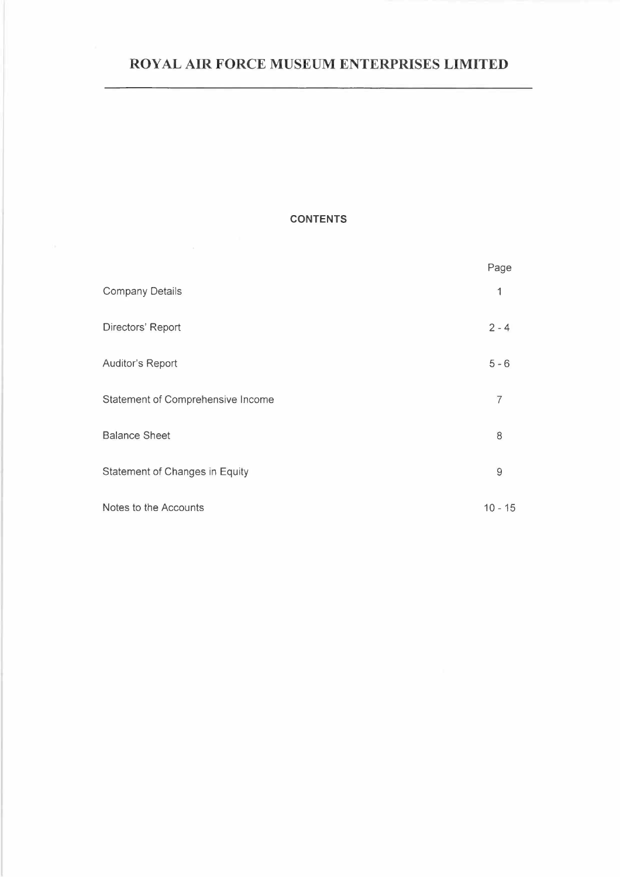# ROYAL AIR FORCE MUSEUM ENTERPRISES LIMITED

## CONTENTS

| | Page |
|---|---|
| Company Details | 1 |
| Directors' Report | 2 - 4 |
| Auditor's Report | 5 - 6 |
| Statement of Comprehensive Income | 7 |
| Balance Sheet | 8 |
| Statement of Changes in Equity | 9 |
| Notes to the Accounts | 10 - 15 |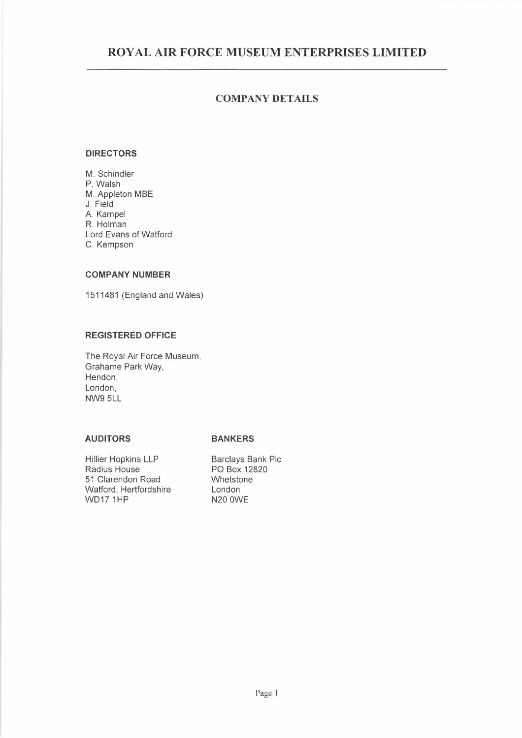# ROYAL AIR FORCE MUSEUM ENTERPRISES LIMITED

## COMPANY DETAILS

### DIRECTORS

M. Schindler
P. Walsh
M. Appleton MBE
J. Field
A. Kampel
R. Holman
Lord Evans of Watford
C. Kempson

### COMPANY NUMBER

1511481 (England and Wales)

### REGISTERED OFFICE

The Royal Air Force Museum,
Grahame Park Way,
Hendon,
London,
NW9 5LL

### AUDITORS

Hillier Hopkins LLP
Radius House
51 Clarendon Road
Watford, Hertfordshire
WD17 1HP

### BANKERS

Barclays Bank Plc
PO Box 12820
Whetstone
London
N20 0WE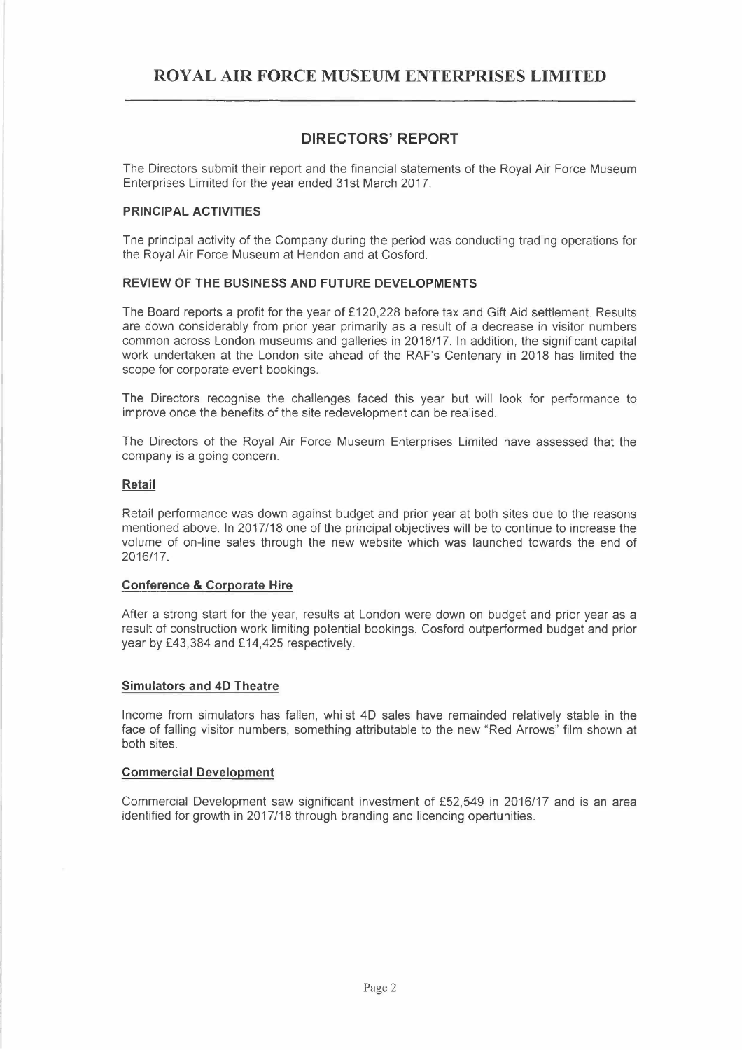# ROYAL AIR FORCE MUSEUM ENTERPRISES LIMITED

## DIRECTORS' REPORT

The Directors submit their report and the financial statements of the Royal Air Force Museum Enterprises Limited for the year ended 31st March 2017.

### PRINCIPAL ACTIVITIES

The principal activity of the Company during the period was conducting trading operations for the Royal Air Force Museum at Hendon and at Cosford.

### REVIEW OF THE BUSINESS AND FUTURE DEVELOPMENTS

The Board reports a profit for the year of £120,228 before tax and Gift Aid settlement. Results are down considerably from prior year primarily as a result of a decrease in visitor numbers common across London museums and galleries in 2016/17. In addition, the significant capital work undertaken at the London site ahead of the RAF's Centenary in 2018 has limited the scope for corporate event bookings.

The Directors recognise the challenges faced this year but will look for performance to improve once the benefits of the site redevelopment can be realised.

The Directors of the Royal Air Force Museum Enterprises Limited have assessed that the company is a going concern.

#### Retail

Retail performance was down against budget and prior year at both sites due to the reasons mentioned above. In 2017/18 one of the principal objectives will be to continue to increase the volume of on-line sales through the new website which was launched towards the end of 2016/17.

#### Conference & Corporate Hire

After a strong start for the year, results at London were down on budget and prior year as a result of construction work limiting potential bookings. Cosford outperformed budget and prior year by £43,384 and £14,425 respectively.

#### Simulators and 4D Theatre

Income from simulators has fallen, whilst 4D sales have remainded relatively stable in the face of falling visitor numbers, something attributable to the new "Red Arrows" film shown at both sites.

#### Commercial Development

Commercial Development saw significant investment of £52,549 in 2016/17 and is an area identified for growth in 2017/18 through branding and licencing opertunities.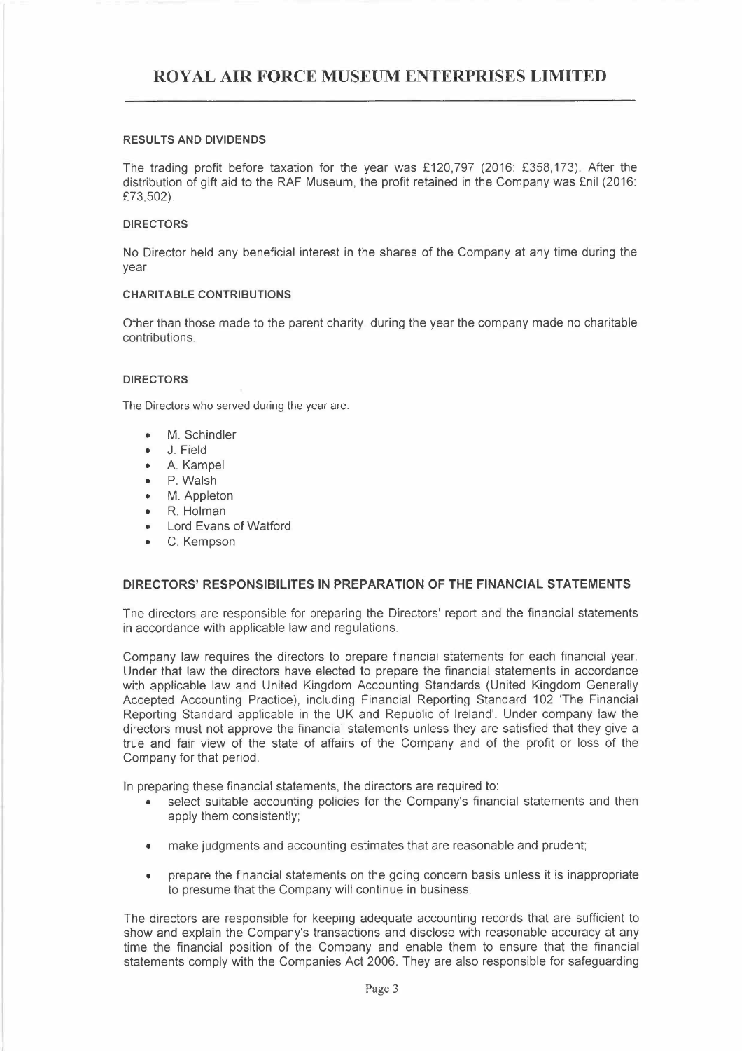**RESULTS AND DIVIDENDS**

The trading profit before taxation for the year was £120,797 (2016: £358,173). After the distribution of gift aid to the RAF Museum, the profit retained in the Company was £nil (2016: £73,502).

**DIRECTORS**

No Director held any beneficial interest in the shares of the Company at any time during the year.

**CHARITABLE CONTRIBUTIONS**

Other than those made to the parent charity, during the year the company made no charitable contributions.

**DIRECTORS**

The Directors who served during the year are:

- M. Schindler
- J. Field
- A. Kampel
- P. Walsh
- M. Appleton
- R. Holman
- Lord Evans of Watford
- C. Kempson

**DIRECTORS' RESPONSIBILITES IN PREPARATION OF THE FINANCIAL STATEMENTS**

The directors are responsible for preparing the Directors' report and the financial statements in accordance with applicable law and regulations.

Company law requires the directors to prepare financial statements for each financial year. Under that law the directors have elected to prepare the financial statements in accordance with applicable law and United Kingdom Accounting Standards (United Kingdom Generally Accepted Accounting Practice), including Financial Reporting Standard 102 'The Financial Reporting Standard applicable in the UK and Republic of Ireland'. Under company law the directors must not approve the financial statements unless they are satisfied that they give a true and fair view of the state of affairs of the Company and of the profit or loss of the Company for that period.

In preparing these financial statements, the directors are required to:

- select suitable accounting policies for the Company's financial statements and then apply them consistently;
- make judgments and accounting estimates that are reasonable and prudent;
- prepare the financial statements on the going concern basis unless it is inappropriate to presume that the Company will continue in business.

The directors are responsible for keeping adequate accounting records that are sufficient to show and explain the Company's transactions and disclose with reasonable accuracy at any time the financial position of the Company and enable them to ensure that the financial statements comply with the Companies Act 2006. They are also responsible for safeguarding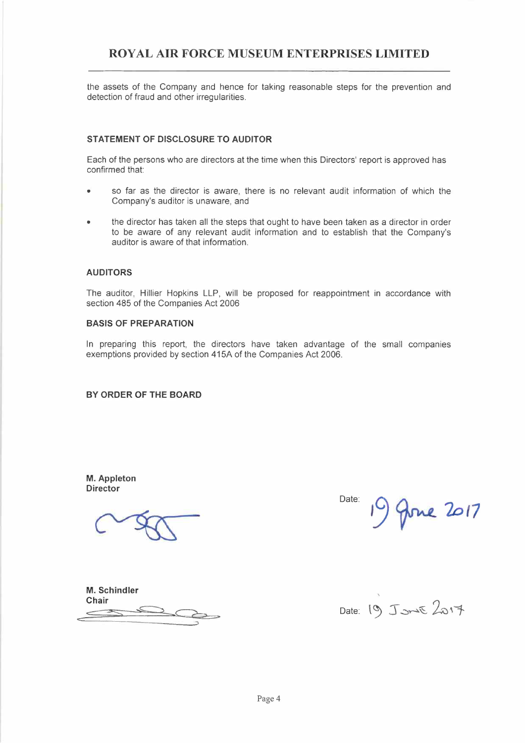the assets of the Company and hence for taking reasonable steps for the prevention and detection of fraud and other irregularities.

### STATEMENT OF DISCLOSURE TO AUDITOR

Each of the persons who are directors at the time when this Directors' report is approved has confirmed that:

- so far as the director is aware, there is no relevant audit information of which the Company's auditor is unaware, and
- the director has taken all the steps that ought to have been taken as a director in order to be aware of any relevant audit information and to establish that the Company's auditor is aware of that information.

### AUDITORS

The auditor, Hillier Hopkins LLP, will be proposed for reappointment in accordance with section 485 of the Companies Act 2006

### BASIS OF PREPARATION

In preparing this report, the directors have taken advantage of the small companies exemptions provided by section 415A of the Companies Act 2006.

**BY ORDER OF THE BOARD**

**M. Appleton**
**Director**

Date: 19 June 2017

**M. Schindler**
**Chair**

Date: 19 June 2017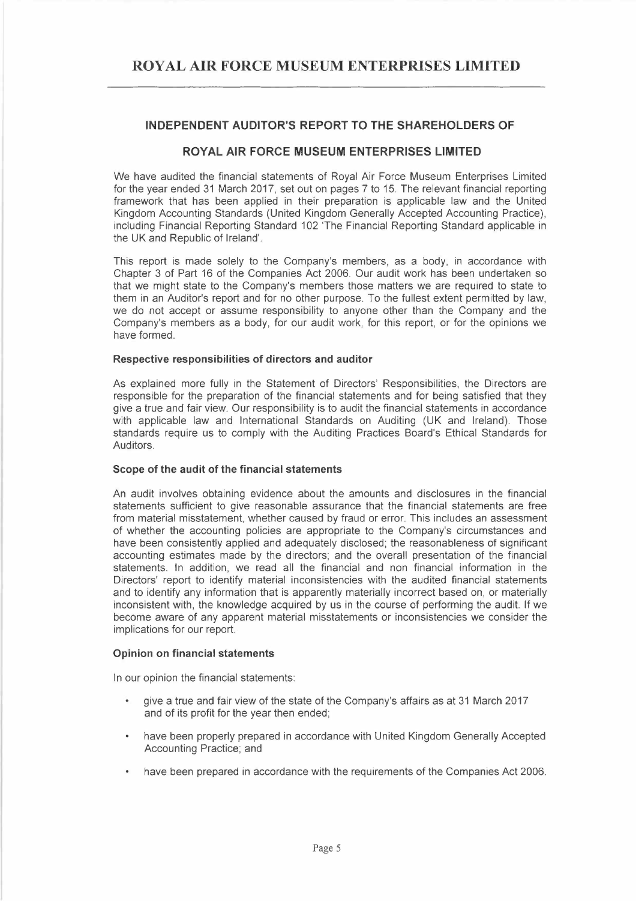# ROYAL AIR FORCE MUSEUM ENTERPRISES LIMITED

## INDEPENDENT AUDITOR'S REPORT TO THE SHAREHOLDERS OF

## ROYAL AIR FORCE MUSEUM ENTERPRISES LIMITED

We have audited the financial statements of Royal Air Force Museum Enterprises Limited for the year ended 31 March 2017, set out on pages 7 to 15. The relevant financial reporting framework that has been applied in their preparation is applicable law and the United Kingdom Accounting Standards (United Kingdom Generally Accepted Accounting Practice), including Financial Reporting Standard 102 'The Financial Reporting Standard applicable in the UK and Republic of Ireland'.

This report is made solely to the Company's members, as a body, in accordance with Chapter 3 of Part 16 of the Companies Act 2006. Our audit work has been undertaken so that we might state to the Company's members those matters we are required to state to them in an Auditor's report and for no other purpose. To the fullest extent permitted by law, we do not accept or assume responsibility to anyone other than the Company and the Company's members as a body, for our audit work, for this report, or for the opinions we have formed.

### Respective responsibilities of directors and auditor

As explained more fully in the Statement of Directors' Responsibilities, the Directors are responsible for the preparation of the financial statements and for being satisfied that they give a true and fair view. Our responsibility is to audit the financial statements in accordance with applicable law and International Standards on Auditing (UK and Ireland). Those standards require us to comply with the Auditing Practices Board's Ethical Standards for Auditors.

### Scope of the audit of the financial statements

An audit involves obtaining evidence about the amounts and disclosures in the financial statements sufficient to give reasonable assurance that the financial statements are free from material misstatement, whether caused by fraud or error. This includes an assessment of whether the accounting policies are appropriate to the Company's circumstances and have been consistently applied and adequately disclosed; the reasonableness of significant accounting estimates made by the directors; and the overall presentation of the financial statements. In addition, we read all the financial and non financial information in the Directors' report to identify material inconsistencies with the audited financial statements and to identify any information that is apparently materially incorrect based on, or materially inconsistent with, the knowledge acquired by us in the course of performing the audit. If we become aware of any apparent material misstatements or inconsistencies we consider the implications for our report.

### Opinion on financial statements

In our opinion the financial statements:

- give a true and fair view of the state of the Company's affairs as at 31 March 2017 and of its profit for the year then ended;
- have been properly prepared in accordance with United Kingdom Generally Accepted Accounting Practice; and
- have been prepared in accordance with the requirements of the Companies Act 2006.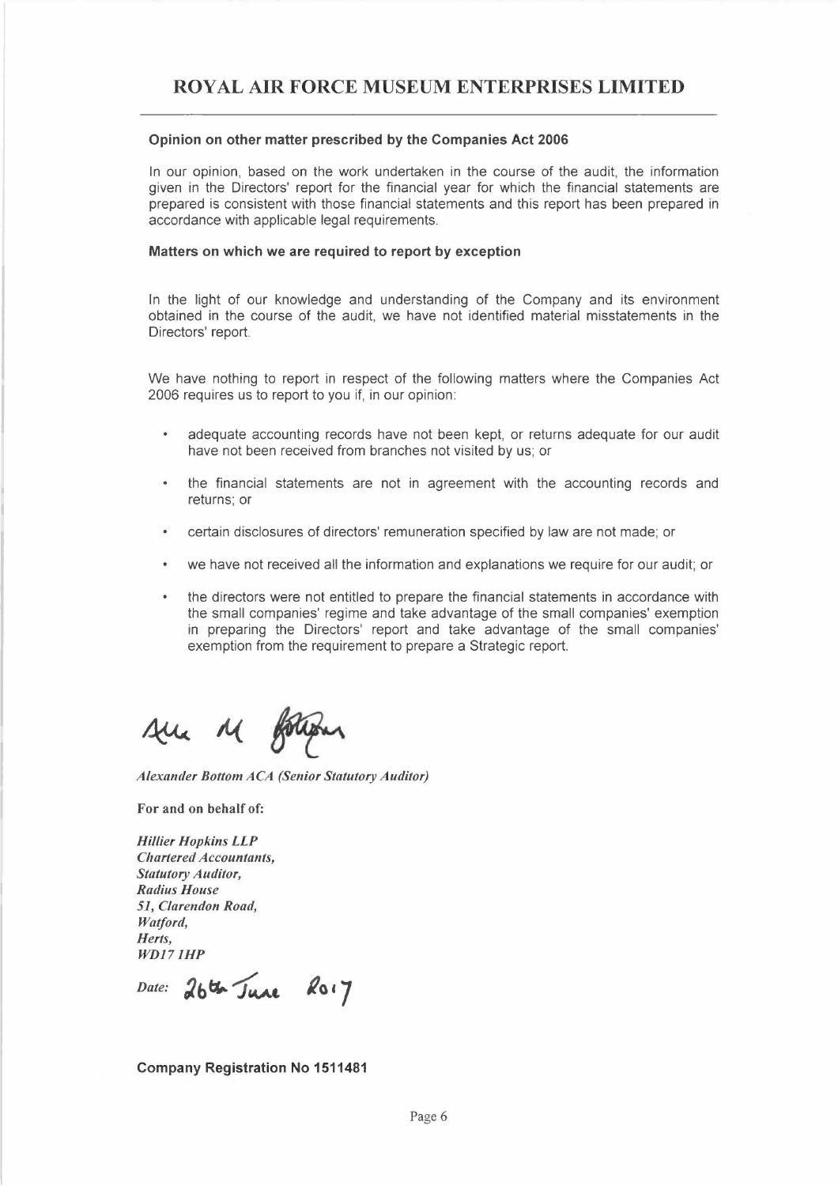## Opinion on other matter prescribed by the Companies Act 2006

In our opinion, based on the work undertaken in the course of the audit, the information given in the Directors' report for the financial year for which the financial statements are prepared is consistent with those financial statements and this report has been prepared in accordance with applicable legal requirements.

## Matters on which we are required to report by exception

In the light of our knowledge and understanding of the Company and its environment obtained in the course of the audit, we have not identified material misstatements in the Directors' report.

We have nothing to report in respect of the following matters where the Companies Act 2006 requires us to report to you if, in our opinion:

- adequate accounting records have not been kept, or returns adequate for our audit have not been received from branches not visited by us; or
- the financial statements are not in agreement with the accounting records and returns; or
- certain disclosures of directors' remuneration specified by law are not made; or
- we have not received all the information and explanations we require for our audit; or
- the directors were not entitled to prepare the financial statements in accordance with the small companies' regime and take advantage of the small companies' exemption in preparing the Directors' report and take advantage of the small companies' exemption from the requirement to prepare a Strategic report.

*Alexander Bottom ACA (Senior Statutory Auditor)*

**For and on behalf of:**

***Hillier Hopkins LLP***
***Chartered Accountants,***
***Statutory Auditor,***
***Radius House***
***51, Clarendon Road,***
***Watford,***
***Herts,***
***WD17 1HP***

*Date:* 26th June 2017

**Company Registration No 1511481**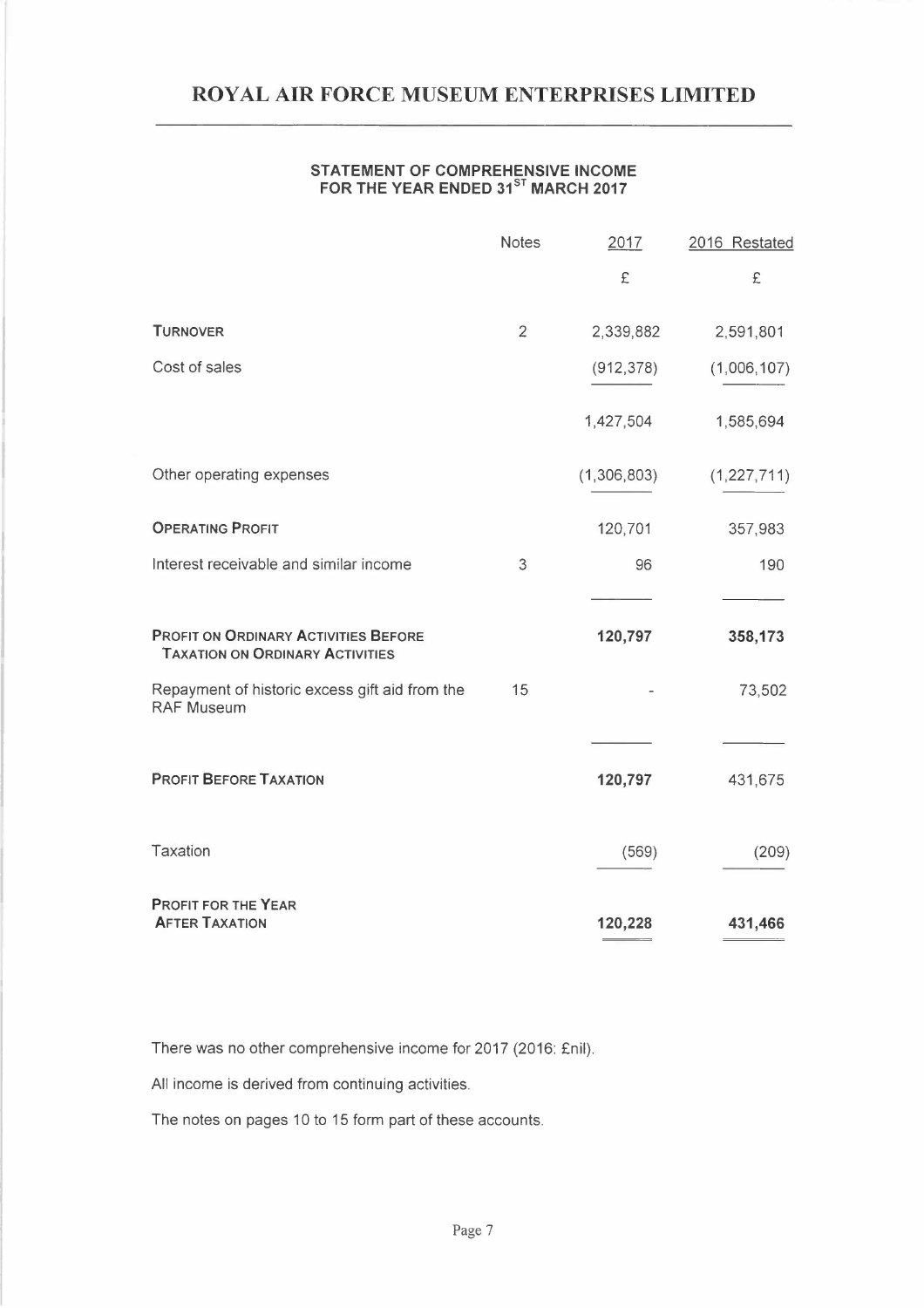# ROYAL AIR FORCE MUSEUM ENTERPRISES LIMITED

## STATEMENT OF COMPREHENSIVE INCOME FOR THE YEAR ENDED 31ST MARCH 2017

| | Notes | 2017 | 2016 Restated |
|---|---|---|---|
| | | £ | £ |
| **TURNOVER** | 2 | 2,339,882 | 2,591,801 |
| Cost of sales | | (912,378) | (1,006,107) |
| | | 1,427,504 | 1,585,694 |
| Other operating expenses | | (1,306,803) | (1,227,711) |
| **OPERATING PROFIT** | | 120,701 | 357,983 |
| Interest receivable and similar income | 3 | 96 | 190 |
| **PROFIT ON ORDINARY ACTIVITIES BEFORE TAXATION ON ORDINARY ACTIVITIES** | | **120,797** | **358,173** |
| Repayment of historic excess gift aid from the RAF Museum | 15 | - | 73,502 |
| **PROFIT BEFORE TAXATION** | | **120,797** | 431,675 |
| Taxation | | (569) | (209) |
| **PROFIT FOR THE YEAR AFTER TAXATION** | | **120,228** | **431,466** |

There was no other comprehensive income for 2017 (2016: £nil).

All income is derived from continuing activities.

The notes on pages 10 to 15 form part of these accounts.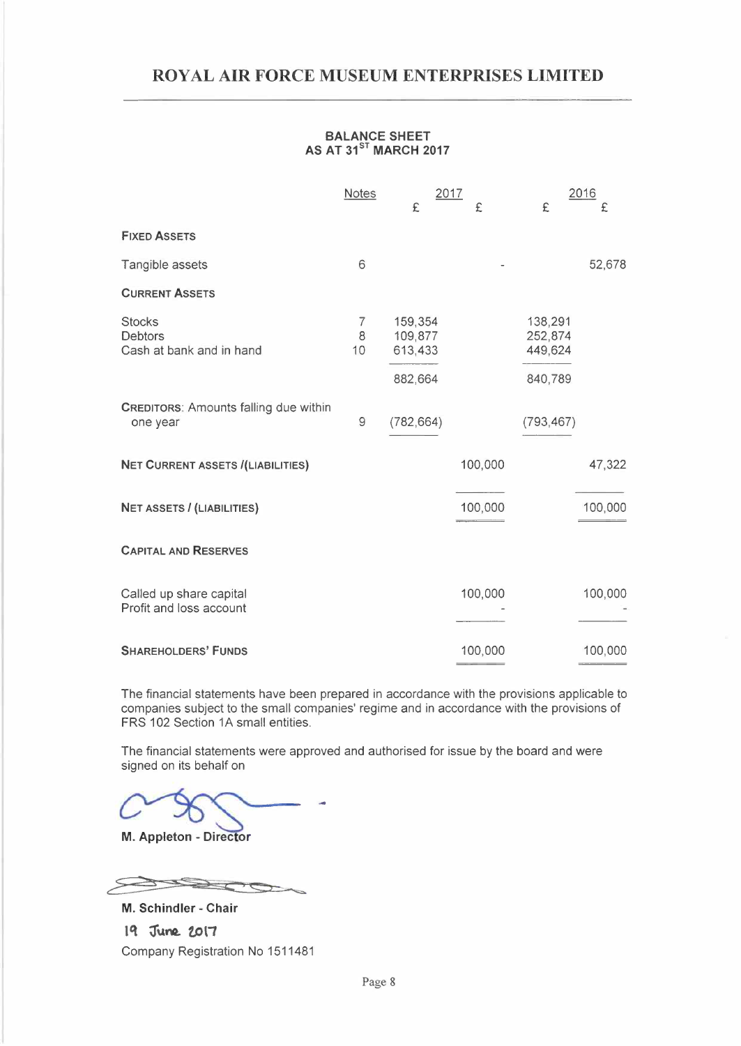# ROYAL AIR FORCE MUSEUM ENTERPRISES LIMITED

## BALANCE SHEET
## AS AT 31ST MARCH 2017

| | Notes | 2017 £ | 2017 £ | 2016 £ | 2016 £ |
|---|---|---|---|---|---|
| **FIXED ASSETS** | | | | | |
| Tangible assets | 6 | | - | | 52,678 |
| **CURRENT ASSETS** | | | | | |
| Stocks | 7 | 159,354 | | 138,291 | |
| Debtors | 8 | 109,877 | | 252,874 | |
| Cash at bank and in hand | 10 | 613,433 | | 449,624 | |
| | | 882,664 | | 840,789 | |
| **CREDITORS**: Amounts falling due within one year | 9 | (782,664) | | (793,467) | |
| **NET CURRENT ASSETS /(LIABILITIES)** | | | 100,000 | | 47,322 |
| **NET ASSETS / (LIABILITIES)** | | | 100,000 | | 100,000 |
| **CAPITAL AND RESERVES** | | | | | |
| Called up share capital | | | 100,000 | | 100,000 |
| Profit and loss account | | | - | | - |
| **SHAREHOLDERS' FUNDS** | | | 100,000 | | 100,000 |

The financial statements have been prepared in accordance with the provisions applicable to companies subject to the small companies' regime and in accordance with the provisions of FRS 102 Section 1A small entities.

The financial statements were approved and authorised for issue by the board and were signed on its behalf on

**M. Appleton - Director**

**M. Schindler - Chair**

19 June 2017

Company Registration No 1511481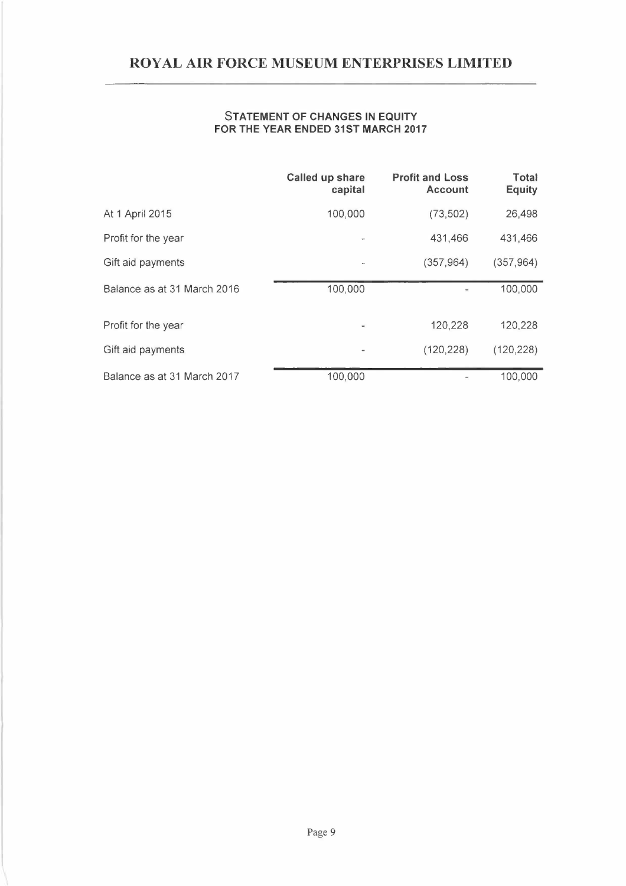# ROYAL AIR FORCE MUSEUM ENTERPRISES LIMITED

## STATEMENT OF CHANGES IN EQUITY
## FOR THE YEAR ENDED 31ST MARCH 2017

| | Called up share capital | Profit and Loss Account | Total Equity |
|---|---|---|---|
| At 1 April 2015 | 100,000 | (73,502) | 26,498 |
| Profit for the year | - | 431,466 | 431,466 |
| Gift aid payments | - | (357,964) | (357,964) |
| Balance as at 31 March 2016 | 100,000 | - | 100,000 |
| Profit for the year | - | 120,228 | 120,228 |
| Gift aid payments | - | (120,228) | (120,228) |
| Balance as at 31 March 2017 | 100,000 | - | 100,000 |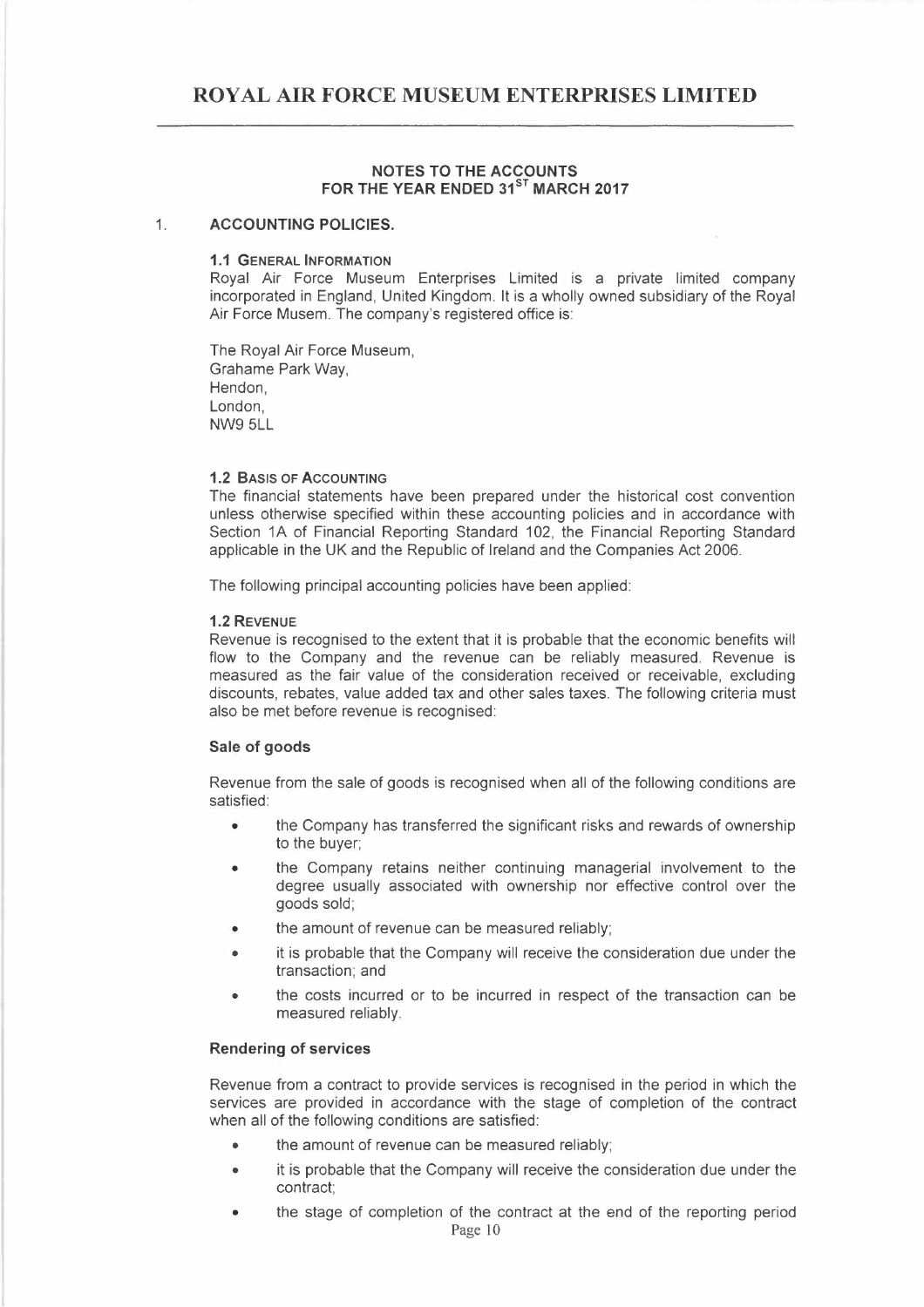# ROYAL AIR FORCE MUSEUM ENTERPRISES LIMITED

## NOTES TO THE ACCOUNTS
## FOR THE YEAR ENDED 31ST MARCH 2017

1. **ACCOUNTING POLICIES.**

### 1.1 GENERAL INFORMATION

Royal Air Force Museum Enterprises Limited is a private limited company incorporated in England, United Kingdom. It is a wholly owned subsidiary of the Royal Air Force Musem. The company's registered office is:

The Royal Air Force Museum,
Grahame Park Way,
Hendon,
London,
NW9 5LL

### 1.2 BASIS OF ACCOUNTING

The financial statements have been prepared under the historical cost convention unless otherwise specified within these accounting policies and in accordance with Section 1A of Financial Reporting Standard 102, the Financial Reporting Standard applicable in the UK and the Republic of Ireland and the Companies Act 2006.

The following principal accounting policies have been applied:

### 1.2 REVENUE

Revenue is recognised to the extent that it is probable that the economic benefits will flow to the Company and the revenue can be reliably measured. Revenue is measured as the fair value of the consideration received or receivable, excluding discounts, rebates, value added tax and other sales taxes. The following criteria must also be met before revenue is recognised:

**Sale of goods**

Revenue from the sale of goods is recognised when all of the following conditions are satisfied:

- the Company has transferred the significant risks and rewards of ownership to the buyer;
- the Company retains neither continuing managerial involvement to the degree usually associated with ownership nor effective control over the goods sold;
- the amount of revenue can be measured reliably;
- it is probable that the Company will receive the consideration due under the transaction; and
- the costs incurred or to be incurred in respect of the transaction can be measured reliably.

**Rendering of services**

Revenue from a contract to provide services is recognised in the period in which the services are provided in accordance with the stage of completion of the contract when all of the following conditions are satisfied:

- the amount of revenue can be measured reliably;
- it is probable that the Company will receive the consideration due under the contract;
- the stage of completion of the contract at the end of the reporting period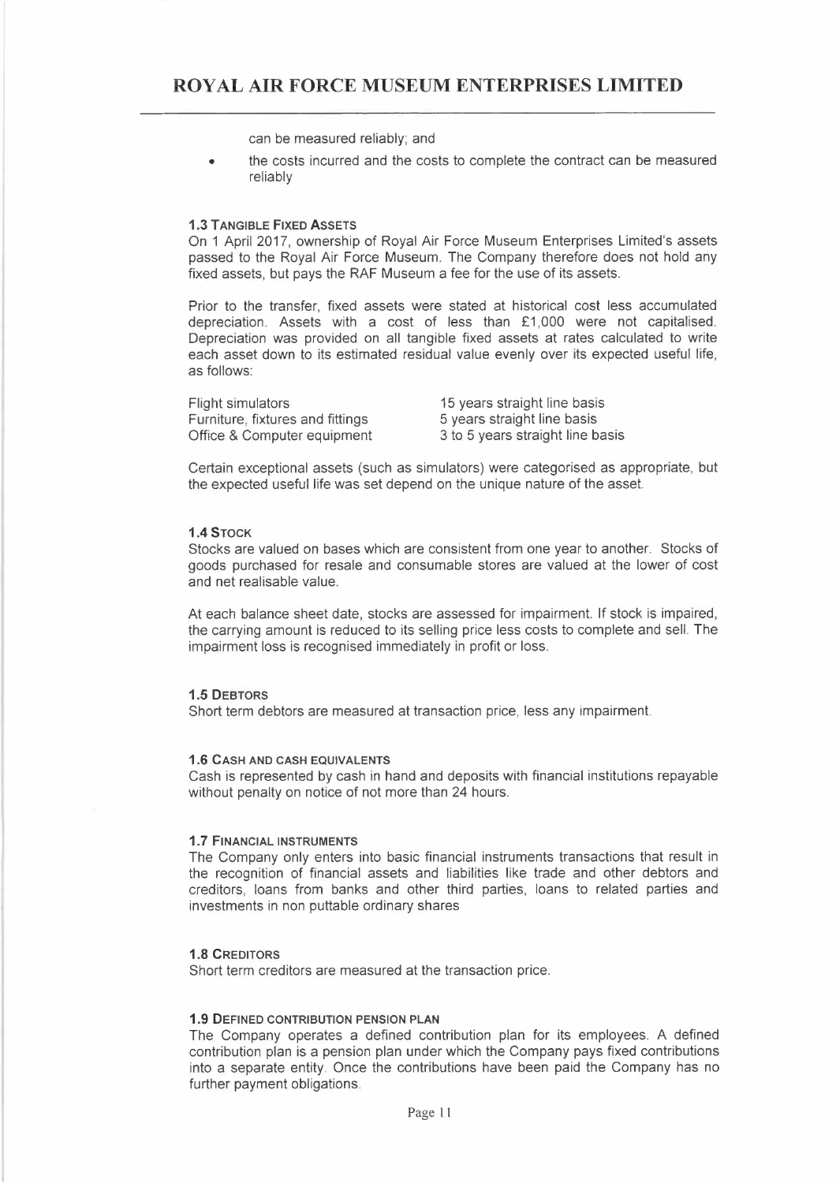can be measured reliably; and

- the costs incurred and the costs to complete the contract can be measured reliably

### 1.3 Tangible Fixed Assets

On 1 April 2017, ownership of Royal Air Force Museum Enterprises Limited's assets passed to the Royal Air Force Museum. The Company therefore does not hold any fixed assets, but pays the RAF Museum a fee for the use of its assets.

Prior to the transfer, fixed assets were stated at historical cost less accumulated depreciation. Assets with a cost of less than £1,000 were not capitalised. Depreciation was provided on all tangible fixed assets at rates calculated to write each asset down to its estimated residual value evenly over its expected useful life, as follows:

| | |
|---|---|
| Flight simulators | 15 years straight line basis |
| Furniture, fixtures and fittings | 5 years straight line basis |
| Office & Computer equipment | 3 to 5 years straight line basis |

Certain exceptional assets (such as simulators) were categorised as appropriate, but the expected useful life was set depend on the unique nature of the asset.

### 1.4 Stock

Stocks are valued on bases which are consistent from one year to another. Stocks of goods purchased for resale and consumable stores are valued at the lower of cost and net realisable value.

At each balance sheet date, stocks are assessed for impairment. If stock is impaired, the carrying amount is reduced to its selling price less costs to complete and sell. The impairment loss is recognised immediately in profit or loss.

### 1.5 Debtors

Short term debtors are measured at transaction price, less any impairment.

### 1.6 Cash and Cash Equivalents

Cash is represented by cash in hand and deposits with financial institutions repayable without penalty on notice of not more than 24 hours.

### 1.7 Financial Instruments

The Company only enters into basic financial instruments transactions that result in the recognition of financial assets and liabilities like trade and other debtors and creditors, loans from banks and other third parties, loans to related parties and investments in non puttable ordinary shares

### 1.8 Creditors

Short term creditors are measured at the transaction price.

### 1.9 Defined Contribution Pension Plan

The Company operates a defined contribution plan for its employees. A defined contribution plan is a pension plan under which the Company pays fixed contributions into a separate entity. Once the contributions have been paid the Company has no further payment obligations.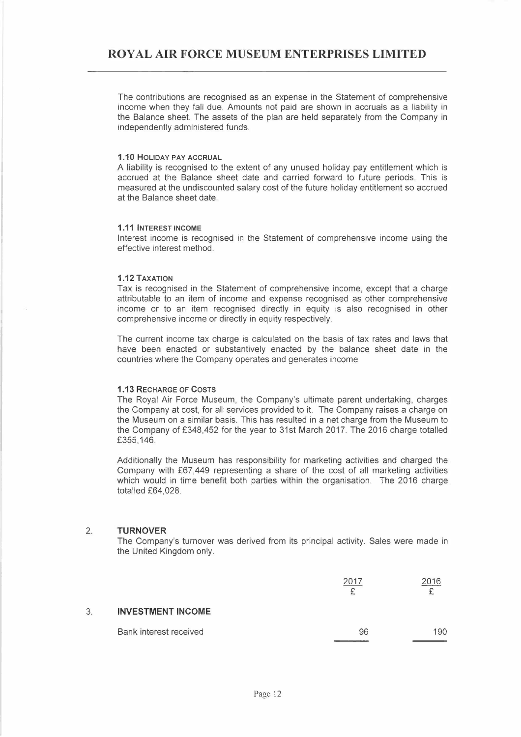The contributions are recognised as an expense in the Statement of comprehensive income when they fall due. Amounts not paid are shown in accruals as a liability in the Balance sheet. The assets of the plan are held separately from the Company in independently administered funds.

### 1.10 Holiday pay accrual

A liability is recognised to the extent of any unused holiday pay entitlement which is accrued at the Balance sheet date and carried forward to future periods. This is measured at the undiscounted salary cost of the future holiday entitlement so accrued at the Balance sheet date.

### 1.11 Interest income

Interest income is recognised in the Statement of comprehensive income using the effective interest method.

### 1.12 Taxation

Tax is recognised in the Statement of comprehensive income, except that a charge attributable to an item of income and expense recognised as other comprehensive income or to an item recognised directly in equity is also recognised in other comprehensive income or directly in equity respectively.

The current income tax charge is calculated on the basis of tax rates and laws that have been enacted or substantively enacted by the balance sheet date in the countries where the Company operates and generates income

### 1.13 Recharge of Costs

The Royal Air Force Museum, the Company's ultimate parent undertaking, charges the Company at cost, for all services provided to it. The Company raises a charge on the Museum on a similar basis. This has resulted in a net charge from the Museum to the Company of £348,452 for the year to 31st March 2017. The 2016 charge totalled £355,146.

Additionally the Museum has responsibility for marketing activities and charged the Company with £67,449 representing a share of the cost of all marketing activities which would in time benefit both parties within the organisation. The 2016 charge totalled £64,028.

## 2. TURNOVER

The Company's turnover was derived from its principal activity. Sales were made in the United Kingdom only.

| | 2017<br>£ | 2016<br>£ |
|---|---|---|
| **3. INVESTMENT INCOME** | | |
| Bank interest received | 96 | 190 |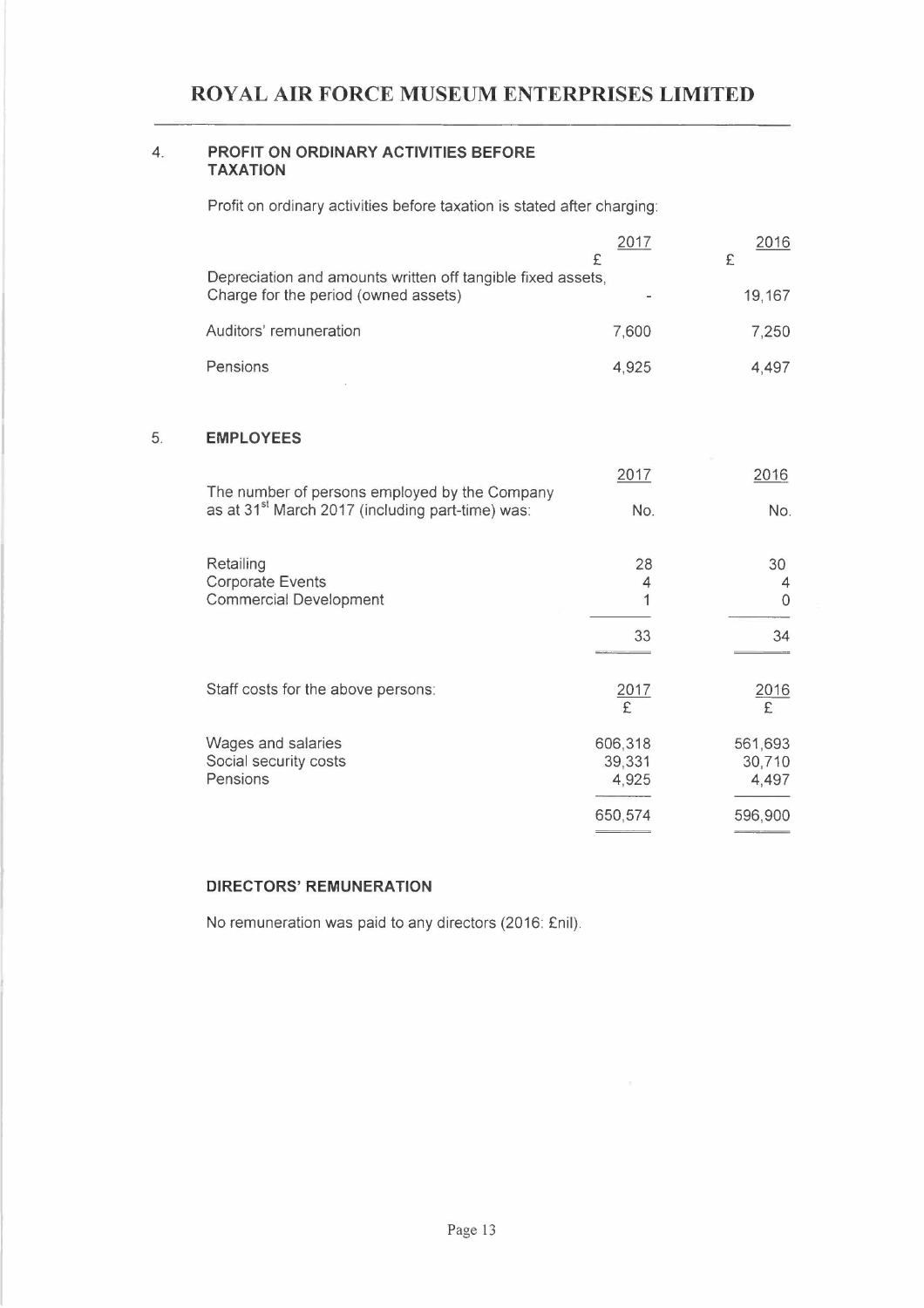## 4. PROFIT ON ORDINARY ACTIVITIES BEFORE TAXATION

Profit on ordinary activities before taxation is stated after charging:

| | 2017 £ | 2016 £ |
|---|---|---|
| Depreciation and amounts written off tangible fixed assets, Charge for the period (owned assets) | - | 19,167 |
| Auditors' remuneration | 7,600 | 7,250 |
| Pensions | 4,925 | 4,497 |

## 5. EMPLOYEES

| The number of persons employed by the Company as at 31st March 2017 (including part-time) was: | 2017 No. | 2016 No. |
|---|---|---|
| Retailing | 28 | 30 |
| Corporate Events | 4 | 4 |
| Commercial Development | 1 | 0 |
| | 33 | 34 |

| Staff costs for the above persons: | 2017 £ | 2016 £ |
|---|---|---|
| Wages and salaries | 606,318 | 561,693 |
| Social security costs | 39,331 | 30,710 |
| Pensions | 4,925 | 4,497 |
| | 650,574 | 596,900 |

### DIRECTORS' REMUNERATION

No remuneration was paid to any directors (2016: £nil).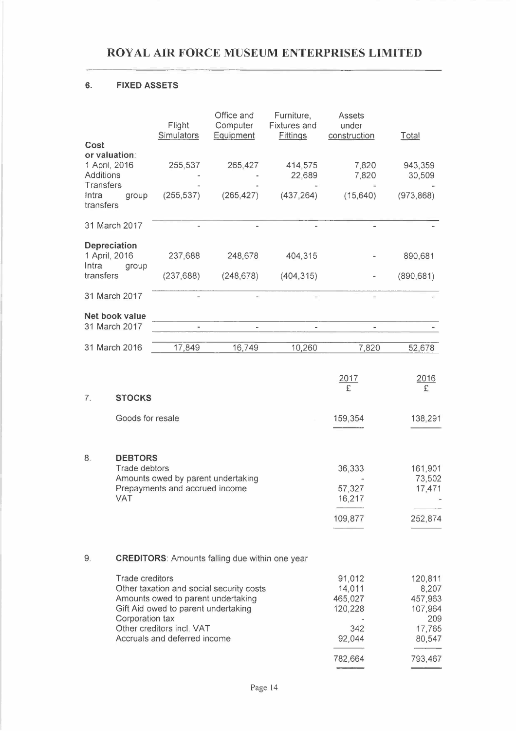# ROYAL AIR FORCE MUSEUM ENTERPRISES LIMITED

## 6. FIXED ASSETS

| | Flight Simulators | Office and Computer Equipment | Furniture, Fixtures and Fittings | Assets under construction | Total |
|---|---|---|---|---|---|
| **Cost or valuation**: | | | | | |
| 1 April, 2016 | 255,537 | 265,427 | 414,575 | 7,820 | 943,359 |
| Additions | - | - | 22,689 | 7,820 | 30,509 |
| Transfers | - | - | - | - | - |
| Intra group transfers | (255,537) | (265,427) | (437,264) | (15,640) | (973,868) |
| 31 March 2017 | - | - | - | - | - |
| **Depreciation** | | | | | |
| 1 April, 2016 | 237,688 | 248,678 | 404,315 | - | 890,681 |
| Intra group transfers | (237,688) | (248,678) | (404,315) | - | (890,681) |
| 31 March 2017 | - | - | - | - | - |
| **Net book value** | | | | | |
| 31 March 2017 | - | - | - | - | - |
| 31 March 2016 | 17,849 | 16,749 | 10,260 | 7,820 | 52,678 |

| | 2017 £ | 2016 £ |
|---|---|---|
| **7. STOCKS** | | |
| Goods for resale | 159,354 | 138,291 |
| **8. DEBTORS** | | |
| Trade debtors | 36,333 | 161,901 |
| Amounts owed by parent undertaking | - | 73,502 |
| Prepayments and accrued income | 57,327 | 17,471 |
| VAT | 16,217 | - |
| | 109,877 | 252,874 |
| **9. CREDITORS**: Amounts falling due within one year | | |
| Trade creditors | 91,012 | 120,811 |
| Other taxation and social security costs | 14,011 | 8,207 |
| Amounts owed to parent undertaking | 465,027 | 457,963 |
| Gift Aid owed to parent undertaking | 120,228 | 107,964 |
| Corporation tax | - | 209 |
| Other creditors incl. VAT | 342 | 17,765 |
| Accruals and deferred income | 92,044 | 80,547 |
| | 782,664 | 793,467 |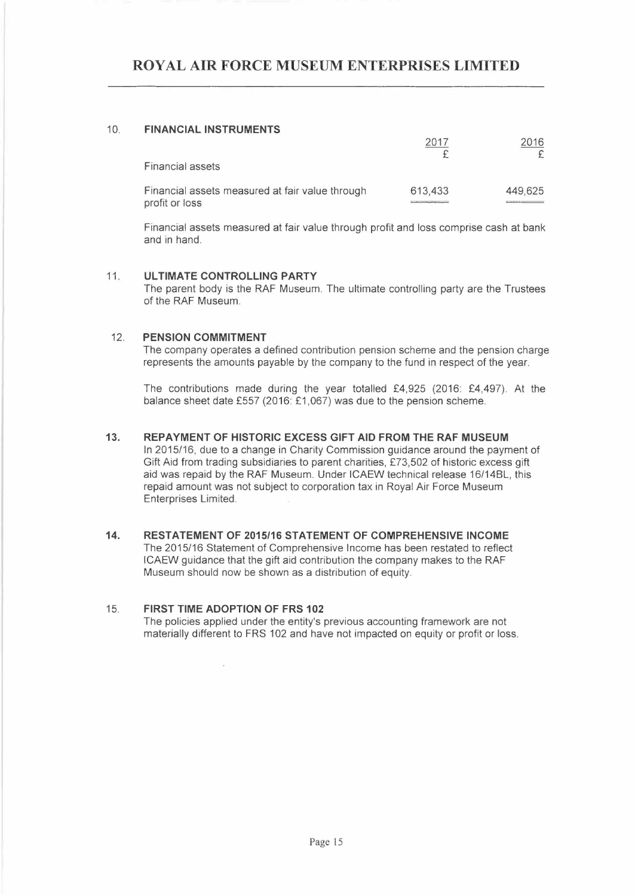# ROYAL AIR FORCE MUSEUM ENTERPRISES LIMITED

## 10. FINANCIAL INSTRUMENTS

| | 2017 | 2016 |
|---|---|---|
| | £ | £ |
| Financial assets | | |
| Financial assets measured at fair value through profit or loss | 613,433 | 449,625 |

Financial assets measured at fair value through profit and loss comprise cash at bank and in hand.

## 11. ULTIMATE CONTROLLING PARTY

The parent body is the RAF Museum. The ultimate controlling party are the Trustees of the RAF Museum.

## 12. PENSION COMMITMENT

The company operates a defined contribution pension scheme and the pension charge represents the amounts payable by the company to the fund in respect of the year.

The contributions made during the year totalled £4,925 (2016: £4,497). At the balance sheet date £557 (2016: £1,067) was due to the pension scheme.

## 13. REPAYMENT OF HISTORIC EXCESS GIFT AID FROM THE RAF MUSEUM

In 2015/16, due to a change in Charity Commission guidance around the payment of Gift Aid from trading subsidiaries to parent charities, £73,502 of historic excess gift aid was repaid by the RAF Museum. Under ICAEW technical release 16/14BL, this repaid amount was not subject to corporation tax in Royal Air Force Museum Enterprises Limited.

## 14. RESTATEMENT OF 2015/16 STATEMENT OF COMPREHENSIVE INCOME

The 2015/16 Statement of Comprehensive Income has been restated to reflect ICAEW guidance that the gift aid contribution the company makes to the RAF Museum should now be shown as a distribution of equity.

## 15. FIRST TIME ADOPTION OF FRS 102

The policies applied under the entity's previous accounting framework are not materially different to FRS 102 and have not impacted on equity or profit or loss.